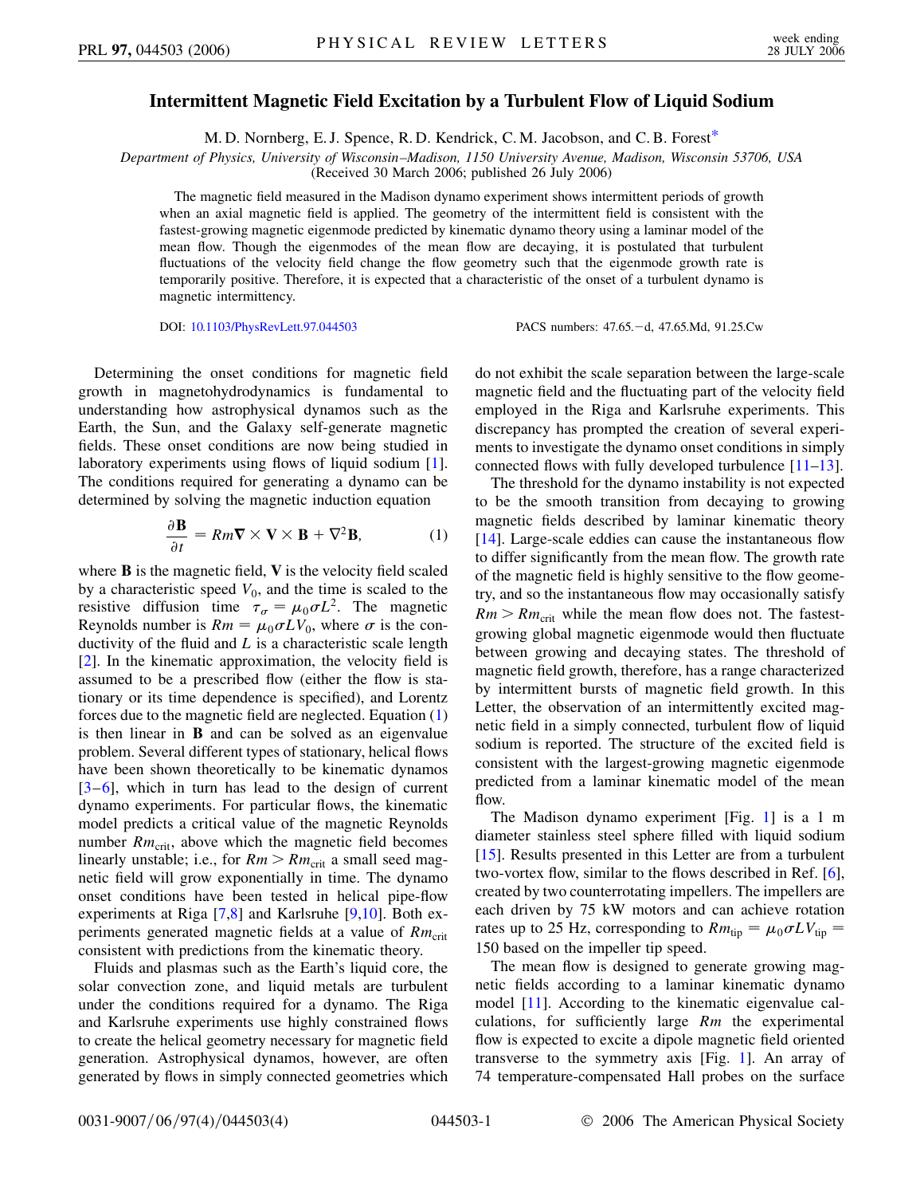# Intermittent Magnetic Field Excitation by a Turbulent Flow of Liquid Sodium

M. D. Nornberg, E. J. Spence, R. D. Kendrick, C. M. Jacobson, and C. B. Forest*

*Department of Physics, University of Wisconsin–Madison, 1150 University Avenue, Madison, Wisconsin 53706, USA*

(Received 30 March 2006; published 26 July 2006)

The magnetic field measured in the Madison dynamo experiment shows intermittent periods of growth when an axial magnetic field is applied. The geometry of the intermittent field is consistent with the fastest-growing magnetic eigenmode predicted by kinematic dynamo theory using a laminar model of the mean flow. Though the eigenmodes of the mean flow are decaying, it is postulated that turbulent fluctuations of the velocity field change the flow geometry such that the eigenmode growth rate is temporarily positive. Therefore, it is expected that a characteristic of the onset of a turbulent dynamo is magnetic intermittency.

DOI: 10.1103/PhysRevLett.97.044503

PACS numbers: 47.65.−d, 47.65.Md, 91.25.Cw

Determining the onset conditions for magnetic field growth in magnetohydrodynamics is fundamental to understanding how astrophysical dynamos such as the Earth, the Sun, and the Galaxy self-generate magnetic fields. These onset conditions are now being studied in laboratory experiments using flows of liquid sodium [1]. The conditions required for generating a dynamo can be determined by solving the magnetic induction equation

$$\frac{\partial \mathbf{B}}{\partial t} = Rm \nabla \times \mathbf{V} \times \mathbf{B} + \nabla^2 \mathbf{B}, \tag{1}$$

where $\mathbf{B}$ is the magnetic field, $\mathbf{V}$ is the velocity field scaled by a characteristic speed $V_0$, and the time is scaled to the resistive diffusion time $\tau_\sigma = \mu_0 \sigma L^2$. The magnetic Reynolds number is $Rm = \mu_0 \sigma L V_0$, where $\sigma$ is the conductivity of the fluid and $L$ is a characteristic scale length [2]. In the kinematic approximation, the velocity field is assumed to be a prescribed flow (either the flow is stationary or its time dependence is specified), and Lorentz forces due to the magnetic field are neglected. Equation (1) is then linear in $\mathbf{B}$ and can be solved as an eigenvalue problem. Several different types of stationary, helical flows have been shown theoretically to be kinematic dynamos [3–6], which in turn has lead to the design of current dynamo experiments. For particular flows, the kinematic model predicts a critical value of the magnetic Reynolds number $Rm_{\text{crit}}$, above which the magnetic field becomes linearly unstable; i.e., for $Rm > Rm_{\text{crit}}$ a small seed magnetic field will grow exponentially in time. The dynamo onset conditions have been tested in helical pipe-flow experiments at Riga [7,8] and Karlsruhe [9,10]. Both experiments generated magnetic fields at a value of $Rm_{\text{crit}}$ consistent with predictions from the kinematic theory.

Fluids and plasmas such as the Earth's liquid core, the solar convection zone, and liquid metals are turbulent under the conditions required for a dynamo. The Riga and Karlsruhe experiments use highly constrained flows to create the helical geometry necessary for magnetic field generation. Astrophysical dynamos, however, are often generated by flows in simply connected geometries which do not exhibit the scale separation between the large-scale magnetic field and the fluctuating part of the velocity field employed in the Riga and Karlsruhe experiments. This discrepancy has prompted the creation of several experiments to investigate the dynamo onset conditions in simply connected flows with fully developed turbulence [11–13].

The threshold for the dynamo instability is not expected to be the smooth transition from decaying to growing magnetic fields described by laminar kinematic theory [14]. Large-scale eddies can cause the instantaneous flow to differ significantly from the mean flow. The growth rate of the magnetic field is highly sensitive to the flow geometry, and so the instantaneous flow may occasionally satisfy $Rm > Rm_{\text{crit}}$ while the mean flow does not. The fastest-growing global magnetic eigenmode would then fluctuate between growing and decaying states. The threshold of magnetic field growth, therefore, has a range characterized by intermittent bursts of magnetic field growth. In this Letter, the observation of an intermittently excited magnetic field in a simply connected, turbulent flow of liquid sodium is reported. The structure of the excited field is consistent with the fastest-growing magnetic eigenmode predicted from a laminar kinematic model of the mean flow.

The Madison dynamo experiment [Fig. 1] is a 1 m diameter stainless steel sphere filled with liquid sodium [15]. Results presented in this Letter are from a turbulent two-vortex flow, similar to the flows described in Ref. [6], created by two counterrotating impellers. The impellers are each driven by 75 kW motors and can achieve rotation rates up to 25 Hz, corresponding to $Rm_{\text{tip}} = \mu_0 \sigma L V_{\text{tip}} = 150$ based on the impeller tip speed.

The mean flow is designed to generate growing magnetic fields according to a laminar kinematic dynamo model [11]. According to the kinematic eigenvalue calculations, for sufficiently large $Rm$ the experimental flow is expected to excite a dipole magnetic field oriented transverse to the symmetry axis [Fig. 1]. An array of 74 temperature-compensated Hall probes on the surface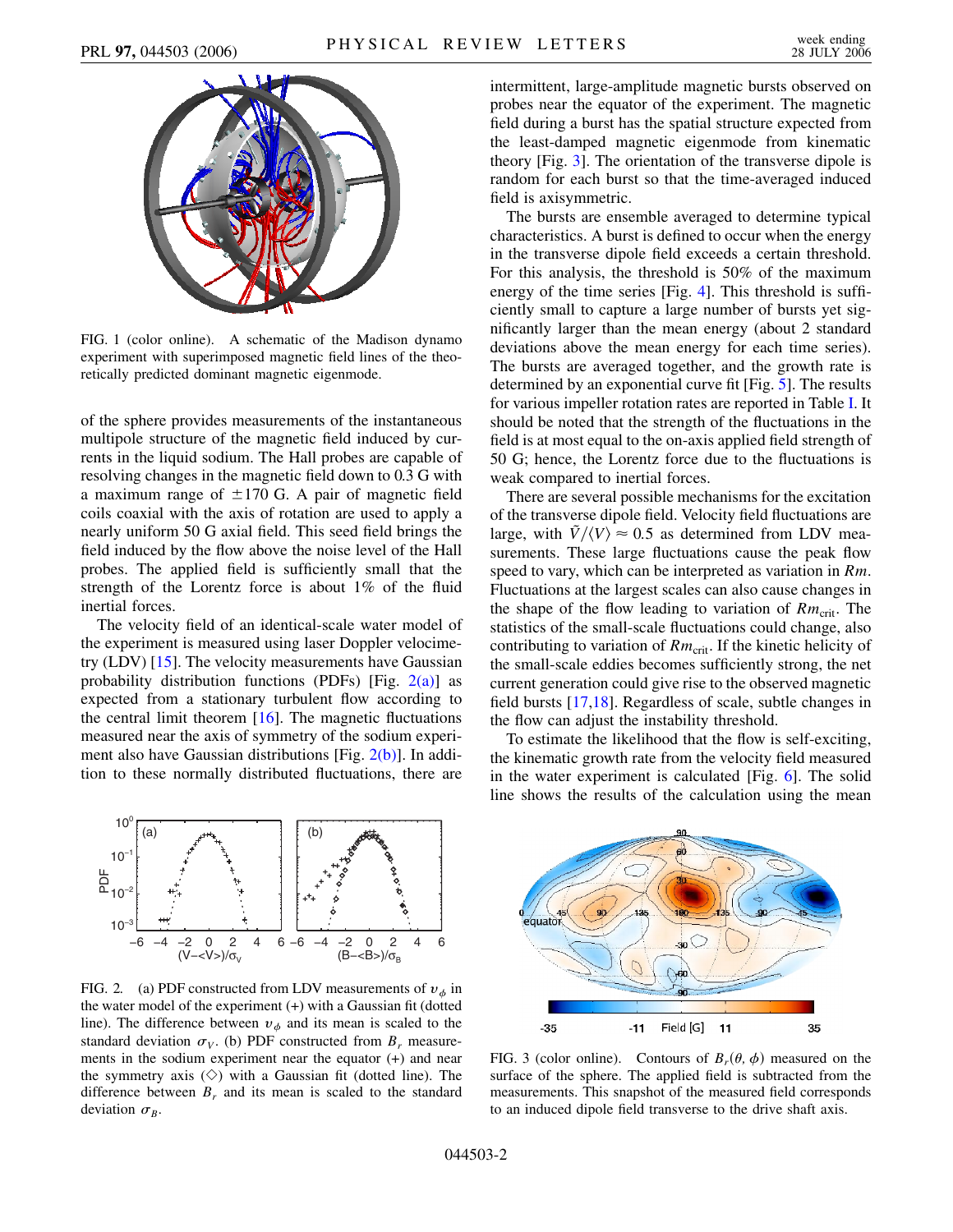FIG. 1 (color online). A schematic of the Madison dynamo experiment with superimposed magnetic field lines of the theoretically predicted dominant magnetic eigenmode.

of the sphere provides measurements of the instantaneous multipole structure of the magnetic field induced by currents in the liquid sodium. The Hall probes are capable of resolving changes in the magnetic field down to 0.3 G with a maximum range of $\pm 170$ G. A pair of magnetic field coils coaxial with the axis of rotation are used to apply a nearly uniform 50 G axial field. This seed field brings the field induced by the flow above the noise level of the Hall probes. The applied field is sufficiently small that the strength of the Lorentz force is about 1% of the fluid inertial forces.

The velocity field of an identical-scale water model of the experiment is measured using laser Doppler velocimetry (LDV) [15]. The velocity measurements have Gaussian probability distribution functions (PDFs) [Fig. 2(a)] as expected from a stationary turbulent flow according to the central limit theorem [16]. The magnetic fluctuations measured near the axis of symmetry of the sodium experiment also have Gaussian distributions [Fig. 2(b)]. In addition to these normally distributed fluctuations, there are intermittent, large-amplitude magnetic bursts observed on probes near the equator of the experiment. The magnetic field during a burst has the spatial structure expected from the least-damped magnetic eigenmode from kinematic theory [Fig. 3]. The orientation of the transverse dipole is random for each burst so that the time-averaged induced field is axisymmetric.

The bursts are ensemble averaged to determine typical characteristics. A burst is defined to occur when the energy in the transverse dipole field exceeds a certain threshold. For this analysis, the threshold is 50% of the maximum energy of the time series [Fig. 4]. This threshold is sufficiently small to capture a large number of bursts yet significantly larger than the mean energy (about 2 standard deviations above the mean energy for each time series). The bursts are averaged together, and the growth rate is determined by an exponential curve fit [Fig. 5]. The results for various impeller rotation rates are reported in Table I. It should be noted that the strength of the fluctuations in the field is at most equal to the on-axis applied field strength of 50 G; hence, the Lorentz force due to the fluctuations is weak compared to inertial forces.

There are several possible mechanisms for the excitation of the transverse dipole field. Velocity field fluctuations are large, with $\tilde{V}/\langle V\rangle \approx 0.5$ as determined from LDV measurements. These large fluctuations cause the peak flow speed to vary, which can be interpreted as variation in $Rm$. Fluctuations at the largest scales can also cause changes in the shape of the flow leading to variation of $Rm_{\rm crit}$. The statistics of the small-scale fluctuations could change, also contributing to variation of $Rm_{\rm crit}$. If the kinetic helicity of the small-scale eddies becomes sufficiently strong, the net current generation could give rise to the observed magnetic field bursts [17,18]. Regardless of scale, subtle changes in the flow can adjust the instability threshold.

To estimate the likelihood that the flow is self-exciting, the kinematic growth rate from the velocity field measured in the water experiment is calculated [Fig. 6]. The solid line shows the results of the calculation using the mean

FIG. 2. (a) PDF constructed from LDV measurements of $v_\phi$ in the water model of the experiment (+) with a Gaussian fit (dotted line). The difference between $v_\phi$ and its mean is scaled to the standard deviation $\sigma_V$. (b) PDF constructed from $B_r$ measurements in the sodium experiment near the equator (+) and near the symmetry axis (◇) with a Gaussian fit (dotted line). The difference between $B_r$ and its mean is scaled to the standard deviation $\sigma_B$.

FIG. 3 (color online). Contours of $B_r(\theta, \phi)$ measured on the surface of the sphere. The applied field is subtracted from the measurements. This snapshot of the measured field corresponds to an induced dipole field transverse to the drive shaft axis.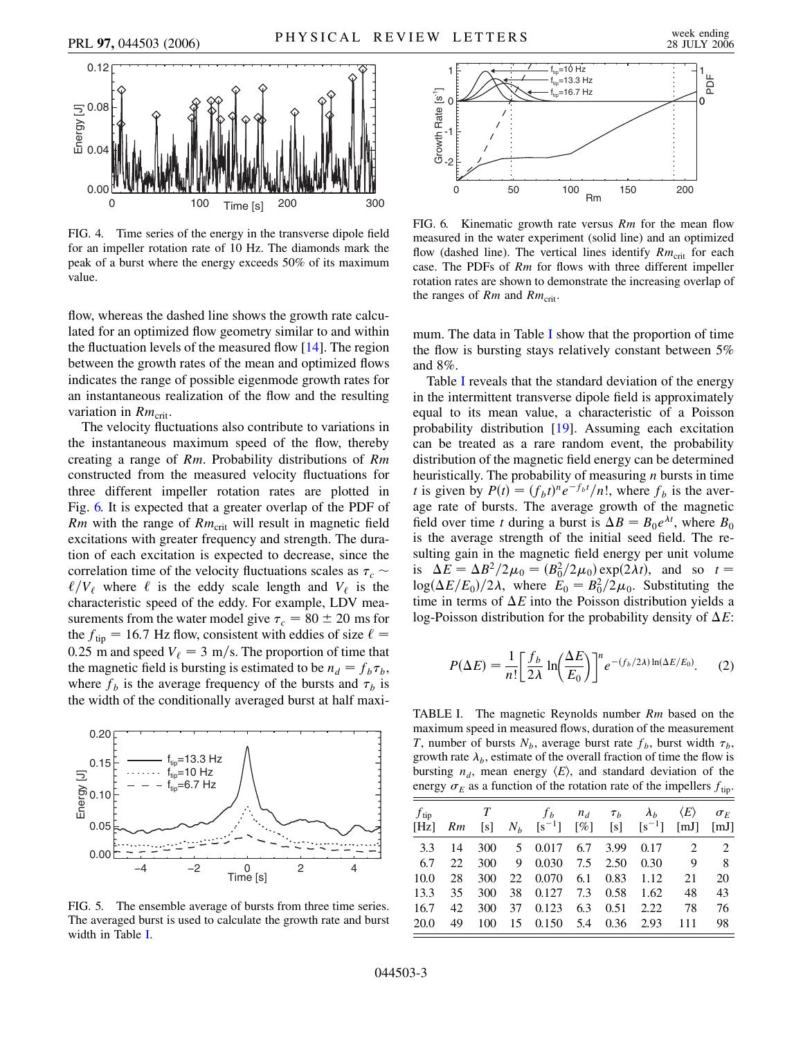FIG. 4. Time series of the energy in the transverse dipole field for an impeller rotation rate of 10 Hz. The diamonds mark the peak of a burst where the energy exceeds 50% of its maximum value.

flow, whereas the dashed line shows the growth rate calculated for an optimized flow geometry similar to and within the fluctuation levels of the measured flow [14]. The region between the growth rates of the mean and optimized flows indicates the range of possible eigenmode growth rates for an instantaneous realization of the flow and the resulting variation in $Rm_{\mathrm{crit}}$.

The velocity fluctuations also contribute to variations in the instantaneous maximum speed of the flow, thereby creating a range of $Rm$. Probability distributions of $Rm$ constructed from the measured velocity fluctuations for three different impeller rotation rates are plotted in Fig. 6. It is expected that a greater overlap of the PDF of $Rm$ with the range of $Rm_{\mathrm{crit}}$ will result in magnetic field excitations with greater frequency and strength. The duration of each excitation is expected to decrease, since the correlation time of the velocity fluctuations scales as $\tau_c \sim \ell/V_\ell$ where $\ell$ is the eddy scale length and $V_\ell$ is the characteristic speed of the eddy. For example, LDV measurements from the water model give $\tau_c = 80 \pm 20$ ms for the $f_{\mathrm{tip}} = 16.7$ Hz flow, consistent with eddies of size $\ell = 0.25$ m and speed $V_\ell = 3$ m/s. The proportion of time that the magnetic field is bursting is estimated to be $n_d = f_b \tau_b$, where $f_b$ is the average frequency of the bursts and $\tau_b$ is the width of the conditionally averaged burst at half maximum. The data in Table I show that the proportion of time the flow is bursting stays relatively constant between 5% and 8%.

FIG. 5. The ensemble average of bursts from three time series. The averaged burst is used to calculate the growth rate and burst width in Table I.

FIG. 6. Kinematic growth rate versus $Rm$ for the mean flow measured in the water experiment (solid line) and an optimized flow (dashed line). The vertical lines identify $Rm_{\mathrm{crit}}$ for each case. The PDFs of $Rm$ for flows with three different impeller rotation rates are shown to demonstrate the increasing overlap of the ranges of $Rm$ and $Rm_{\mathrm{crit}}$.

Table I reveals that the standard deviation of the energy in the intermittent transverse dipole field is approximately equal to its mean value, a characteristic of a Poisson probability distribution [19]. Assuming each excitation can be treated as a rare random event, the probability distribution of the magnetic field energy can be determined heuristically. The probability of measuring $n$ bursts in time $t$ is given by $P(t) = (f_b t)^n e^{-f_b t}/n!$, where $f_b$ is the average rate of bursts. The average growth of the magnetic field over time $t$ during a burst is $\Delta B = B_0 e^{\lambda t}$, where $B_0$ is the average strength of the initial seed field. The resulting gain in the magnetic field energy per unit volume is $\Delta E = \Delta B^2/2\mu_0 = (B_0^2/2\mu_0)\exp(2\lambda t)$, and so $t = \log(\Delta E/E_0)/2\lambda$, where $E_0 = B_0^2/2\mu_0$. Substituting the time in terms of $\Delta E$ into the Poisson distribution yields a log-Poisson distribution for the probability density of $\Delta E$:

$$P(\Delta E) = \frac{1}{n!}\left[\frac{f_b}{2\lambda}\ln\left(\frac{\Delta E}{E_0}\right)\right]^n e^{-(f_b/2\lambda)\ln(\Delta E/E_0)}. \quad (2)$$

TABLE I. The magnetic Reynolds number $Rm$ based on the maximum speed in measured flows, duration of the measurement $T$, number of bursts $N_b$, average burst rate $f_b$, burst width $\tau_b$, growth rate $\lambda_b$, estimate of the overall fraction of time the flow is bursting $n_d$, mean energy $\langle E \rangle$, and standard deviation of the energy $\sigma_E$ as a function of the rotation rate of the impellers $f_{\mathrm{tip}}$.

| $f_{\mathrm{tip}}$ [Hz] | $Rm$ | $T$ [s] | $N_b$ | $f_b$ [$\mathrm{s}^{-1}$] | $n_d$ [%] | $\tau_b$ [s] | $\lambda_b$ [$\mathrm{s}^{-1}$] | $\langle E \rangle$ [mJ] | $\sigma_E$ [mJ] |
|---|---|---|---|---|---|---|---|---|---|
| 3.3 | 14 | 300 | 5 | 0.017 | 6.7 | 3.99 | 0.17 | 2 | 2 |
| 6.7 | 22 | 300 | 9 | 0.030 | 7.5 | 2.50 | 0.30 | 9 | 8 |
| 10.0 | 28 | 300 | 22 | 0.070 | 6.1 | 0.83 | 1.12 | 21 | 20 |
| 13.3 | 35 | 300 | 38 | 0.127 | 7.3 | 0.58 | 1.62 | 48 | 43 |
| 16.7 | 42 | 300 | 37 | 0.123 | 6.3 | 0.51 | 2.22 | 78 | 76 |
| 20.0 | 49 | 100 | 15 | 0.150 | 5.4 | 0.36 | 2.93 | 111 | 98 |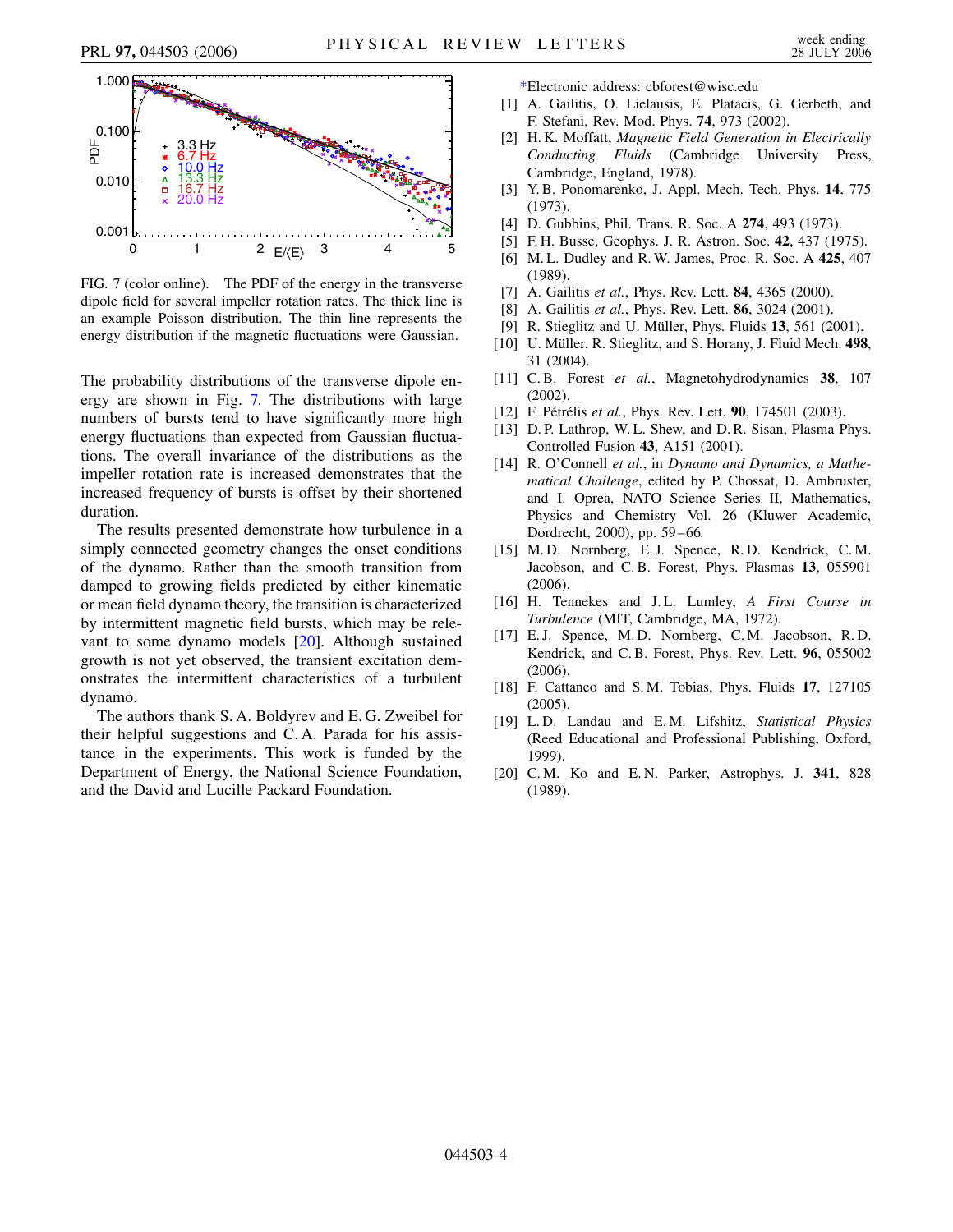1.000
0.100
0.010
0.001
PDF
3.3 Hz
6.7 Hz
10.0 Hz
13.3 Hz
16.7 Hz
20.0 Hz
0
1
2
$E/\langle E \rangle$
3
4
5

FIG. 7 (color online). The PDF of the energy in the transverse dipole field for several impeller rotation rates. The thick line is an example Poisson distribution. The thin line represents the energy distribution if the magnetic fluctuations were Gaussian.

The probability distributions of the transverse dipole energy are shown in Fig. 7. The distributions with large numbers of bursts tend to have significantly more high energy fluctuations than expected from Gaussian fluctuations. The overall invariance of the distributions as the impeller rotation rate is increased demonstrates that the increased frequency of bursts is offset by their shortened duration.

The results presented demonstrate how turbulence in a simply connected geometry changes the onset conditions of the dynamo. Rather than the smooth transition from damped to growing fields predicted by either kinematic or mean field dynamo theory, the transition is characterized by intermittent magnetic field bursts, which may be relevant to some dynamo models [20]. Although sustained growth is not yet observed, the transient excitation demonstrates the intermittent characteristics of a turbulent dynamo.

The authors thank S. A. Boldyrev and E. G. Zweibel for their helpful suggestions and C. A. Parada for his assistance in the experiments. This work is funded by the Department of Energy, the National Science Foundation, and the David and Lucille Packard Foundation.

*Electronic address: cbforest@wisc.edu

[1] A. Gailitis, O. Lielausis, E. Platacis, G. Gerbeth, and F. Stefani, Rev. Mod. Phys. **74**, 973 (2002).

[2] H. K. Moffatt, *Magnetic Field Generation in Electrically Conducting Fluids* (Cambridge University Press, Cambridge, England, 1978).

[3] Y. B. Ponomarenko, J. Appl. Mech. Tech. Phys. **14**, 775 (1973).

[4] D. Gubbins, Phil. Trans. R. Soc. A **274**, 493 (1973).

[5] F. H. Busse, Geophys. J. R. Astron. Soc. **42**, 437 (1975).

[6] M. L. Dudley and R. W. James, Proc. R. Soc. A **425**, 407 (1989).

[7] A. Gailitis *et al.*, Phys. Rev. Lett. **84**, 4365 (2000).

[8] A. Gailitis *et al.*, Phys. Rev. Lett. **86**, 3024 (2001).

[9] R. Stieglitz and U. Müller, Phys. Fluids **13**, 561 (2001).

[10] U. Müller, R. Stieglitz, and S. Horany, J. Fluid Mech. **498**, 31 (2004).

[11] C. B. Forest *et al.*, Magnetohydrodynamics **38**, 107 (2002).

[12] F. Pétrélis *et al.*, Phys. Rev. Lett. **90**, 174501 (2003).

[13] D. P. Lathrop, W. L. Shew, and D. R. Sisan, Plasma Phys. Controlled Fusion **43**, A151 (2001).

[14] R. O'Connell *et al.*, in *Dynamo and Dynamics, a Mathematical Challenge*, edited by P. Chossat, D. Ambruster, and I. Oprea, NATO Science Series II, Mathematics, Physics and Chemistry Vol. 26 (Kluwer Academic, Dordrecht, 2000), pp. 59–66.

[15] M. D. Nornberg, E. J. Spence, R. D. Kendrick, C. M. Jacobson, and C. B. Forest, Phys. Plasmas **13**, 055901 (2006).

[16] H. Tennekes and J. L. Lumley, *A First Course in Turbulence* (MIT, Cambridge, MA, 1972).

[17] E. J. Spence, M. D. Nornberg, C. M. Jacobson, R. D. Kendrick, and C. B. Forest, Phys. Rev. Lett. **96**, 055002 (2006).

[18] F. Cattaneo and S. M. Tobias, Phys. Fluids **17**, 127105 (2005).

[19] L. D. Landau and E. M. Lifshitz, *Statistical Physics* (Reed Educational and Professional Publishing, Oxford, 1999).

[20] C. M. Ko and E. N. Parker, Astrophys. J. **341**, 828 (1989).